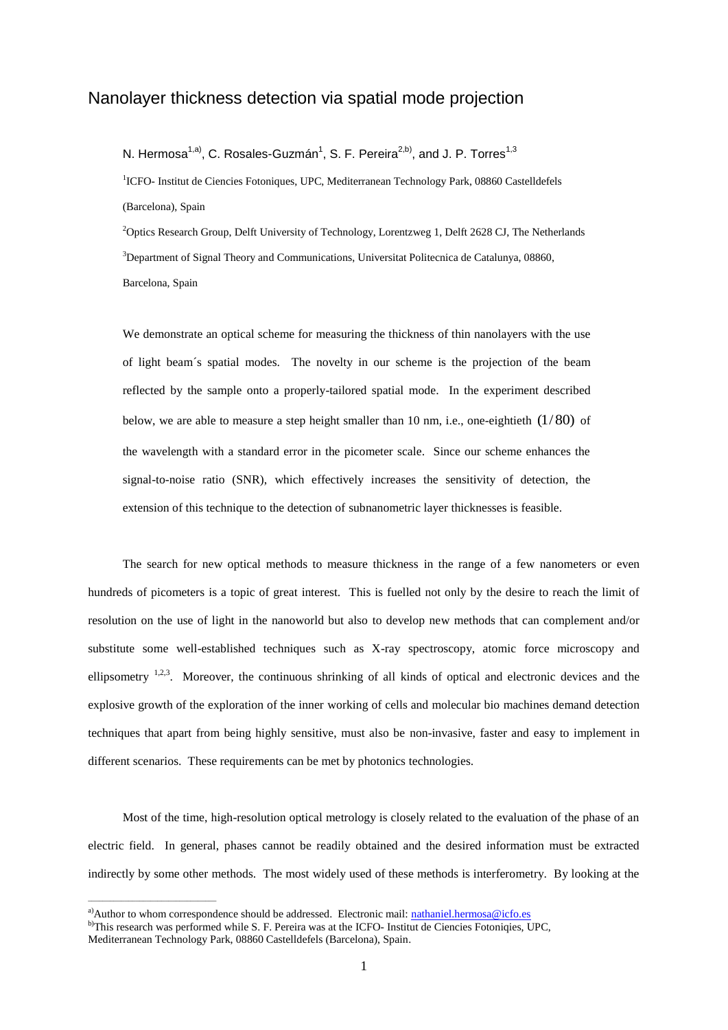# Nanolayer thickness detection via spatial mode projection

N. Hermosa[1,a)], C. Rosales-Guzmán[1], S. F. Pereira[2,b)], and J. P. Torres[1,3]

[1]ICFO- Institut de Ciencies Fotoniques, UPC, Mediterranean Technology Park, 08860 Castelldefels (Barcelona), Spain

[2]Optics Research Group, Delft University of Technology, Lorentzweg 1, Delft 2628 CJ, The Netherlands

[3]Department of Signal Theory and Communications, Universitat Politecnica de Catalunya, 08860, Barcelona, Spain

We demonstrate an optical scheme for measuring the thickness of thin nanolayers with the use of light beam´s spatial modes. The novelty in our scheme is the projection of the beam reflected by the sample onto a properly-tailored spatial mode. In the experiment described below, we are able to measure a step height smaller than 10 nm, i.e., one-eightieth $(1/80)$ of the wavelength with a standard error in the picometer scale. Since our scheme enhances the signal-to-noise ratio (SNR), which effectively increases the sensitivity of detection, the extension of this technique to the detection of subnanometric layer thicknesses is feasible.

The search for new optical methods to measure thickness in the range of a few nanometers or even hundreds of picometers is a topic of great interest. This is fuelled not only by the desire to reach the limit of resolution on the use of light in the nanoworld but also to develop new methods that can complement and/or substitute some well-established techniques such as X-ray spectroscopy, atomic force microscopy and ellipsometry [1,2,3]. Moreover, the continuous shrinking of all kinds of optical and electronic devices and the explosive growth of the exploration of the inner working of cells and molecular bio machines demand detection techniques that apart from being highly sensitive, must also be non-invasive, faster and easy to implement in different scenarios. These requirements can be met by photonics technologies.

Most of the time, high-resolution optical metrology is closely related to the evaluation of the phase of an electric field. In general, phases cannot be readily obtained and the desired information must be extracted indirectly by some other methods. The most widely used of these methods is interferometry. By looking at the

---

[a)]Author to whom correspondence should be addressed. Electronic mail: nathaniel.hermosa@icfo.es

[b)]This research was performed while S. F. Pereira was at the ICFO- Institut de Ciencies Fotoniqies, UPC, Mediterranean Technology Park, 08860 Castelldefels (Barcelona), Spain.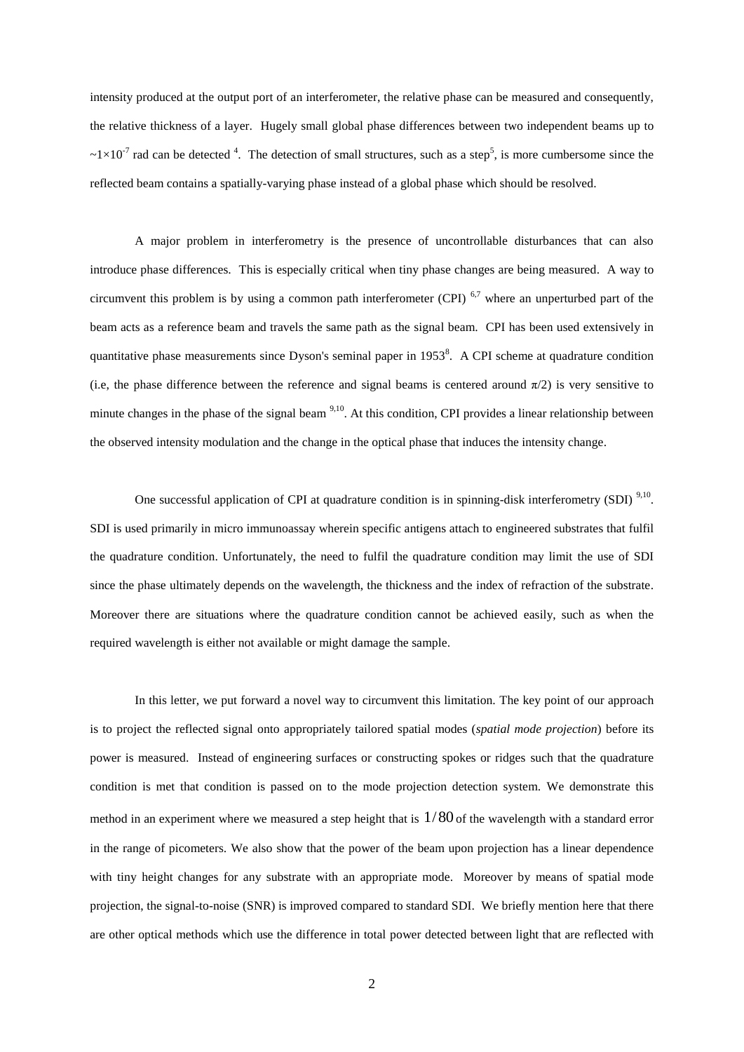intensity produced at the output port of an interferometer, the relative phase can be measured and consequently, the relative thickness of a layer. Hugely small global phase differences between two independent beams up to $\sim 1\times 10^{-7}$ rad can be detected [4]. The detection of small structures, such as a step[5], is more cumbersome since the reflected beam contains a spatially-varying phase instead of a global phase which should be resolved.

A major problem in interferometry is the presence of uncontrollable disturbances that can also introduce phase differences. This is especially critical when tiny phase changes are being measured. A way to circumvent this problem is by using a common path interferometer (CPI) [6,7] where an unperturbed part of the beam acts as a reference beam and travels the same path as the signal beam. CPI has been used extensively in quantitative phase measurements since Dyson's seminal paper in 1953[8]. A CPI scheme at quadrature condition (i.e, the phase difference between the reference and signal beams is centered around $\pi/2$) is very sensitive to minute changes in the phase of the signal beam [9,10]. At this condition, CPI provides a linear relationship between the observed intensity modulation and the change in the optical phase that induces the intensity change.

One successful application of CPI at quadrature condition is in spinning-disk interferometry (SDI) [9,10]. SDI is used primarily in micro immunoassay wherein specific antigens attach to engineered substrates that fulfil the quadrature condition. Unfortunately, the need to fulfil the quadrature condition may limit the use of SDI since the phase ultimately depends on the wavelength, the thickness and the index of refraction of the substrate. Moreover there are situations where the quadrature condition cannot be achieved easily, such as when the required wavelength is either not available or might damage the sample.

In this letter, we put forward a novel way to circumvent this limitation. The key point of our approach is to project the reflected signal onto appropriately tailored spatial modes (*spatial mode projection*) before its power is measured. Instead of engineering surfaces or constructing spokes or ridges such that the quadrature condition is met that condition is passed on to the mode projection detection system. We demonstrate this method in an experiment where we measured a step height that is $1/80$ of the wavelength with a standard error in the range of picometers. We also show that the power of the beam upon projection has a linear dependence with tiny height changes for any substrate with an appropriate mode. Moreover by means of spatial mode projection, the signal-to-noise (SNR) is improved compared to standard SDI. We briefly mention here that there are other optical methods which use the difference in total power detected between light that are reflected with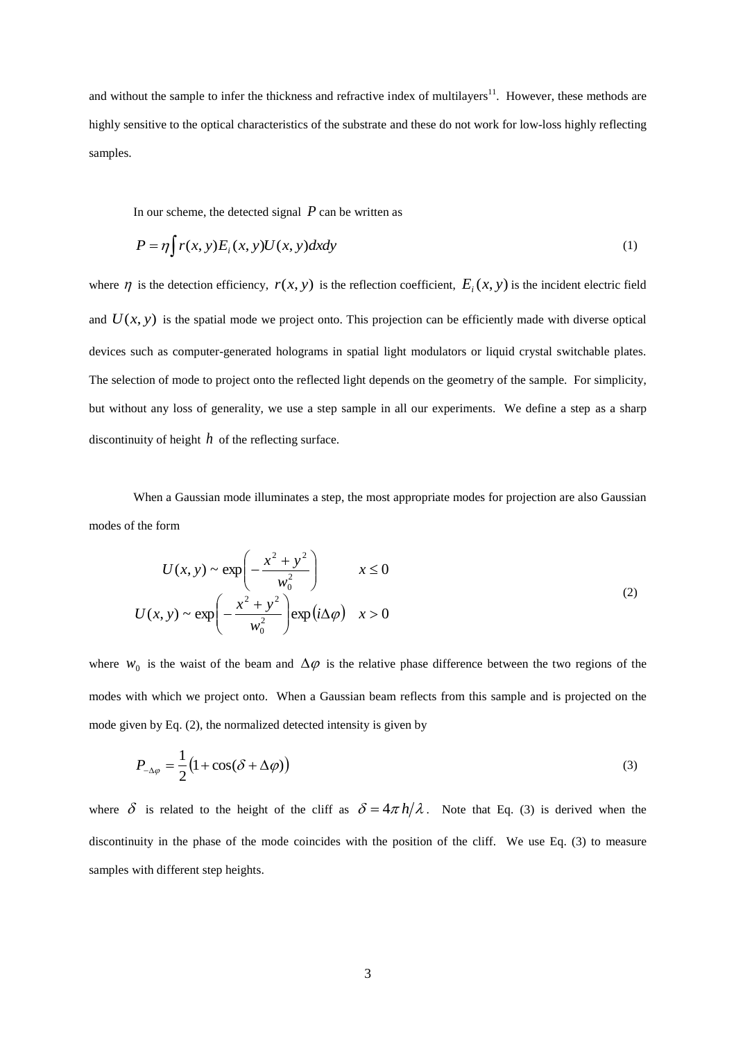and without the sample to infer the thickness and refractive index of multilayers[11]. However, these methods are highly sensitive to the optical characteristics of the substrate and these do not work for low-loss highly reflecting samples.

In our scheme, the detected signal $P$ can be written as

$$P = \eta \int r(x,y) E_i(x,y) U(x,y) dxdy \tag{1}$$

where $\eta$ is the detection efficiency, $r(x,y)$ is the reflection coefficient, $E_i(x,y)$ is the incident electric field and $U(x,y)$ is the spatial mode we project onto. This projection can be efficiently made with diverse optical devices such as computer-generated holograms in spatial light modulators or liquid crystal switchable plates. The selection of mode to project onto the reflected light depends on the geometry of the sample. For simplicity, but without any loss of generality, we use a step sample in all our experiments. We define a step as a sharp discontinuity of height $h$ of the reflecting surface.

When a Gaussian mode illuminates a step, the most appropriate modes for projection are also Gaussian modes of the form

$$\begin{aligned} U(x,y) &\sim \exp\left(-\frac{x^2+y^2}{w_0^2}\right) \qquad x \le 0 \\ U(x,y) &\sim \exp\left(-\frac{x^2+y^2}{w_0^2}\right)\exp\left(i\Delta\varphi\right) \quad x > 0 \end{aligned} \tag{2}$$

where $w_0$ is the waist of the beam and $\Delta\varphi$ is the relative phase difference between the two regions of the modes with which we project onto. When a Gaussian beam reflects from this sample and is projected on the mode given by Eq. (2), the normalized detected intensity is given by

$$P_{-\Delta\varphi} = \frac{1}{2}\left(1 + \cos(\delta + \Delta\varphi)\right) \tag{3}$$

where $\delta$ is related to the height of the cliff as $\delta = 4\pi h/\lambda$. Note that Eq. (3) is derived when the discontinuity in the phase of the mode coincides with the position of the cliff. We use Eq. (3) to measure samples with different step heights.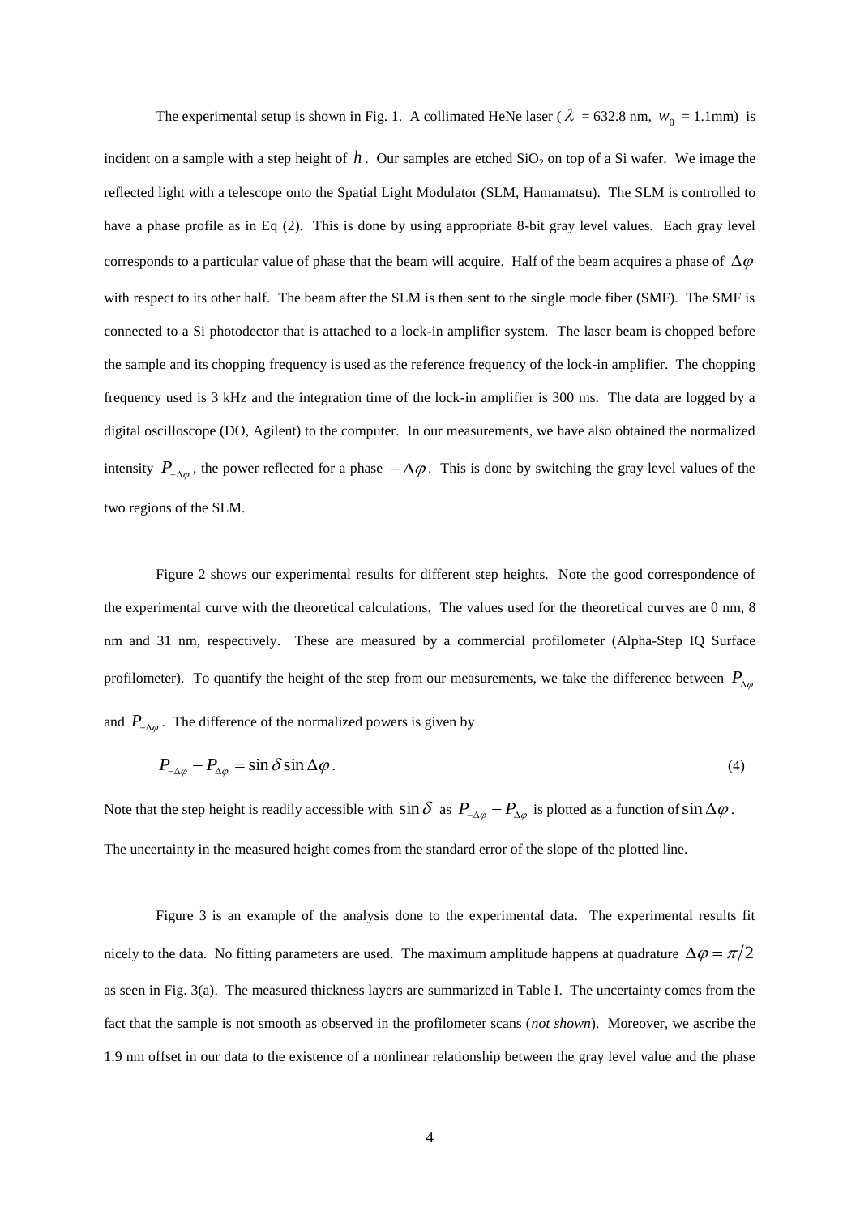The experimental setup is shown in Fig. 1. A collimated HeNe laser ( $\lambda$ = 632.8 nm, $w_0$ = 1.1mm) is incident on a sample with a step height of $h$. Our samples are etched $SiO_2$ on top of a Si wafer. We image the reflected light with a telescope onto the Spatial Light Modulator (SLM, Hamamatsu). The SLM is controlled to have a phase profile as in Eq (2). This is done by using appropriate 8-bit gray level values. Each gray level corresponds to a particular value of phase that the beam will acquire. Half of the beam acquires a phase of $\Delta\varphi$ with respect to its other half. The beam after the SLM is then sent to the single mode fiber (SMF). The SMF is connected to a Si photodetector that is attached to a lock-in amplifier system. The laser beam is chopped before the sample and its chopping frequency is used as the reference frequency of the lock-in amplifier. The chopping frequency used is 3 kHz and the integration time of the lock-in amplifier is 300 ms. The data are logged by a digital oscilloscope (DO, Agilent) to the computer. In our measurements, we have also obtained the normalized intensity $P_{-\Delta\varphi}$, the power reflected for a phase $-\Delta\varphi$. This is done by switching the gray level values of the two regions of the SLM.

Figure 2 shows our experimental results for different step heights. Note the good correspondence of the experimental curve with the theoretical calculations. The values used for the theoretical curves are 0 nm, 8 nm and 31 nm, respectively. These are measured by a commercial profilometer (Alpha-Step IQ Surface profilometer). To quantify the height of the step from our measurements, we take the difference between $P_{\Delta\varphi}$ and $P_{-\Delta\varphi}$. The difference of the normalized powers is given by

$$P_{-\Delta\varphi} - P_{\Delta\varphi} = \sin\delta \sin\Delta\varphi . \tag{4}$$

Note that the step height is readily accessible with $\sin\delta$ as $P_{-\Delta\varphi} - P_{\Delta\varphi}$ is plotted as a function of $\sin\Delta\varphi$. The uncertainty in the measured height comes from the standard error of the slope of the plotted line.

Figure 3 is an example of the analysis done to the experimental data. The experimental results fit nicely to the data. No fitting parameters are used. The maximum amplitude happens at quadrature $\Delta\varphi = \pi/2$ as seen in Fig. 3(a). The measured thickness layers are summarized in Table I. The uncertainty comes from the fact that the sample is not smooth as observed in the profilometer scans (*not shown*). Moreover, we ascribe the 1.9 nm offset in our data to the existence of a nonlinear relationship between the gray level value and the phase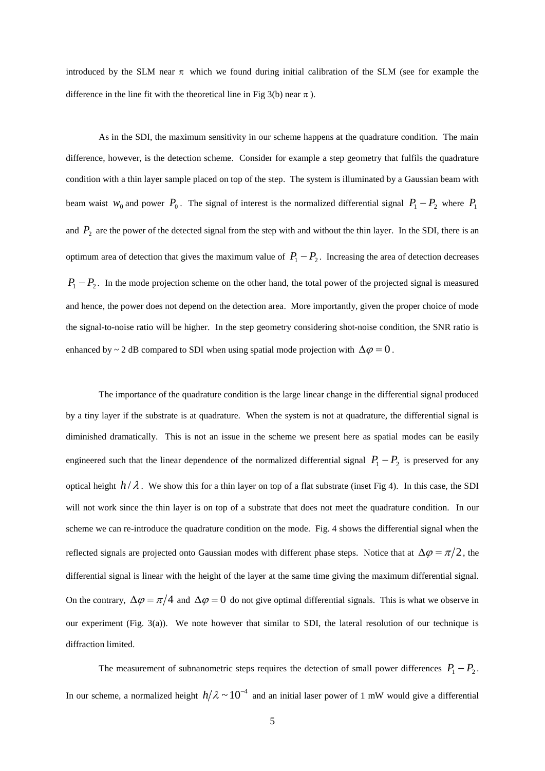introduced by the SLM near $\pi$ which we found during initial calibration of the SLM (see for example the difference in the line fit with the theoretical line in Fig 3(b) near $\pi$ ).

As in the SDI, the maximum sensitivity in our scheme happens at the quadrature condition. The main difference, however, is the detection scheme. Consider for example a step geometry that fulfils the quadrature condition with a thin layer sample placed on top of the step. The system is illuminated by a Gaussian beam with beam waist $w_0$ and power $P_0$. The signal of interest is the normalized differential signal $P_1 - P_2$ where $P_1$ and $P_2$ are the power of the detected signal from the step with and without the thin layer. In the SDI, there is an optimum area of detection that gives the maximum value of $P_1 - P_2$. Increasing the area of detection decreases $P_1 - P_2$. In the mode projection scheme on the other hand, the total power of the projected signal is measured and hence, the power does not depend on the detection area. More importantly, given the proper choice of mode the signal-to-noise ratio will be higher. In the step geometry considering shot-noise condition, the SNR ratio is enhanced by ~ 2 dB compared to SDI when using spatial mode projection with $\Delta\varphi = 0$.

The importance of the quadrature condition is the large linear change in the differential signal produced by a tiny layer if the substrate is at quadrature. When the system is not at quadrature, the differential signal is diminished dramatically. This is not an issue in the scheme we present here as spatial modes can be easily engineered such that the linear dependence of the normalized differential signal $P_1 - P_2$ is preserved for any optical height $h/\lambda$. We show this for a thin layer on top of a flat substrate (inset Fig 4). In this case, the SDI will not work since the thin layer is on top of a substrate that does not meet the quadrature condition. In our scheme we can re-introduce the quadrature condition on the mode. Fig. 4 shows the differential signal when the reflected signals are projected onto Gaussian modes with different phase steps. Notice that at $\Delta\varphi = \pi/2$, the differential signal is linear with the height of the layer at the same time giving the maximum differential signal. On the contrary, $\Delta\varphi = \pi/4$ and $\Delta\varphi = 0$ do not give optimal differential signals. This is what we observe in our experiment (Fig. 3(a)). We note however that similar to SDI, the lateral resolution of our technique is diffraction limited.

The measurement of subnanometric steps requires the detection of small power differences $P_1 - P_2$. In our scheme, a normalized height $h/\lambda \sim 10^{-4}$ and an initial laser power of 1 mW would give a differential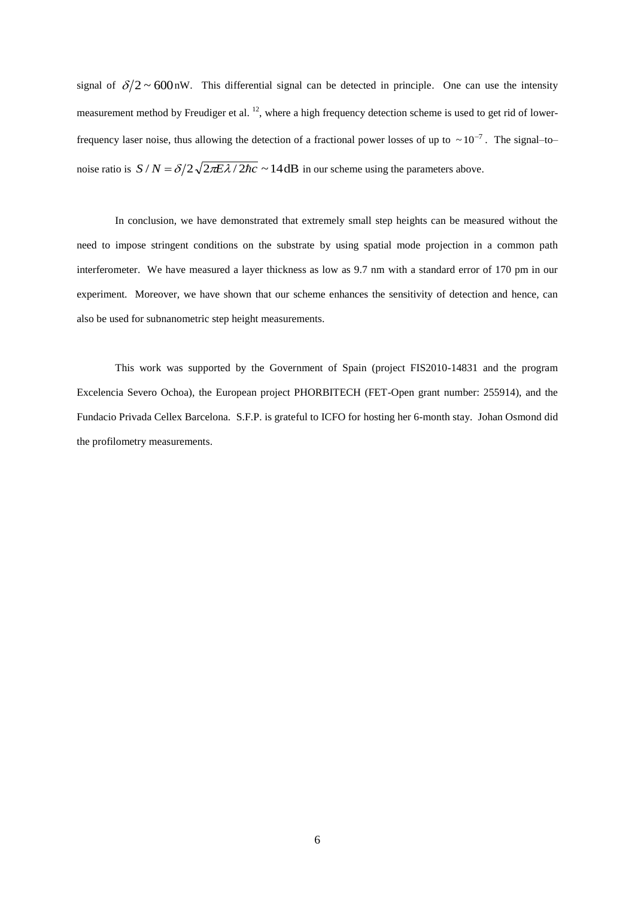signal of $\delta/2 \sim 600\,\text{nW}$. This differential signal can be detected in principle. One can use the intensity measurement method by Freudiger et al. [12], where a high frequency detection scheme is used to get rid of lower-frequency laser noise, thus allowing the detection of a fractional power losses of up to $\sim 10^{-7}$. The signal–to–noise ratio is $S/N = \delta/2\sqrt{2\pi E\lambda/2\hbar c} \sim 14\,\text{dB}$ in our scheme using the parameters above.

In conclusion, we have demonstrated that extremely small step heights can be measured without the need to impose stringent conditions on the substrate by using spatial mode projection in a common path interferometer. We have measured a layer thickness as low as 9.7 nm with a standard error of 170 pm in our experiment. Moreover, we have shown that our scheme enhances the sensitivity of detection and hence, can also be used for subnanometric step height measurements.

This work was supported by the Government of Spain (project FIS2010-14831 and the program Excelencia Severo Ochoa), the European project PHORBITECH (FET-Open grant number: 255914), and the Fundacio Privada Cellex Barcelona. S.F.P. is grateful to ICFO for hosting her 6-month stay. Johan Osmond did the profilometry measurements.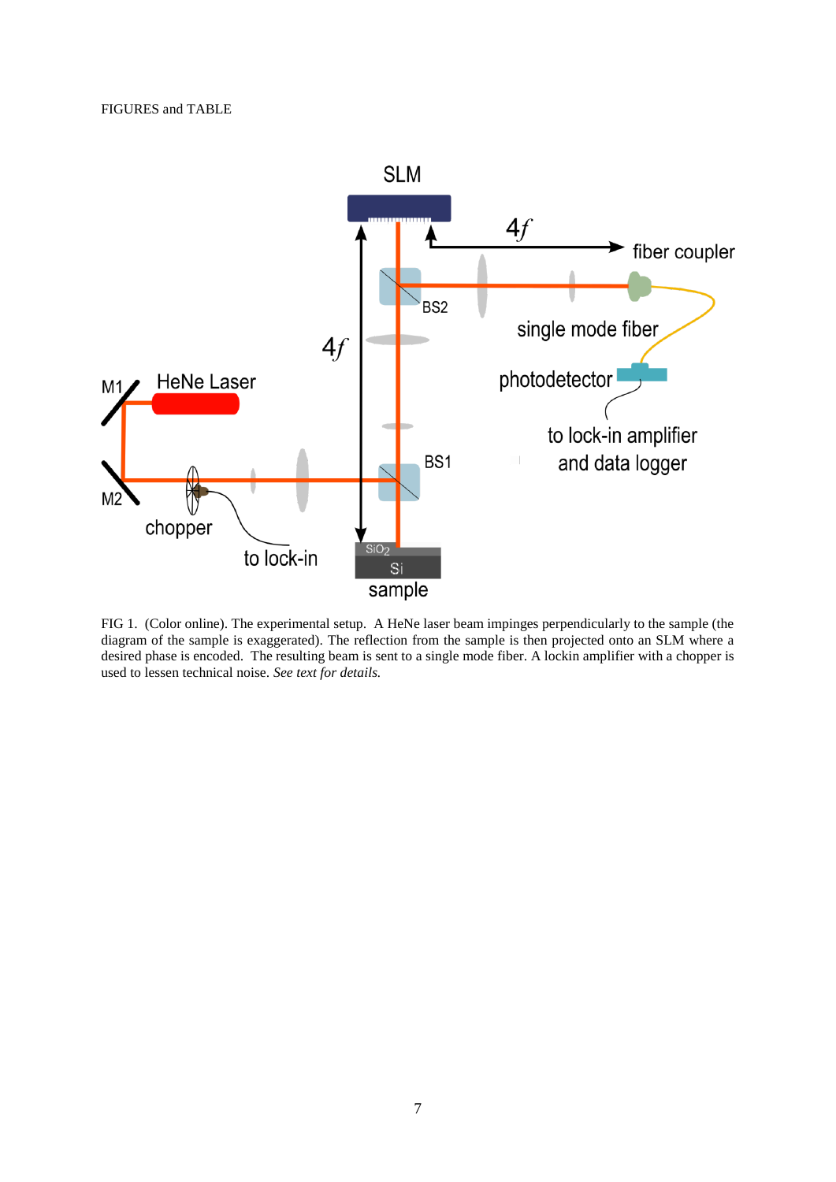FIGURES and TABLE

FIG 1. (Color online). The experimental setup. A HeNe laser beam impinges perpendicularly to the sample (the diagram of the sample is exaggerated). The reflection from the sample is then projected onto an SLM where a desired phase is encoded. The resulting beam is sent to a single mode fiber. A lockin amplifier with a chopper is used to lessen technical noise. *See text for details.*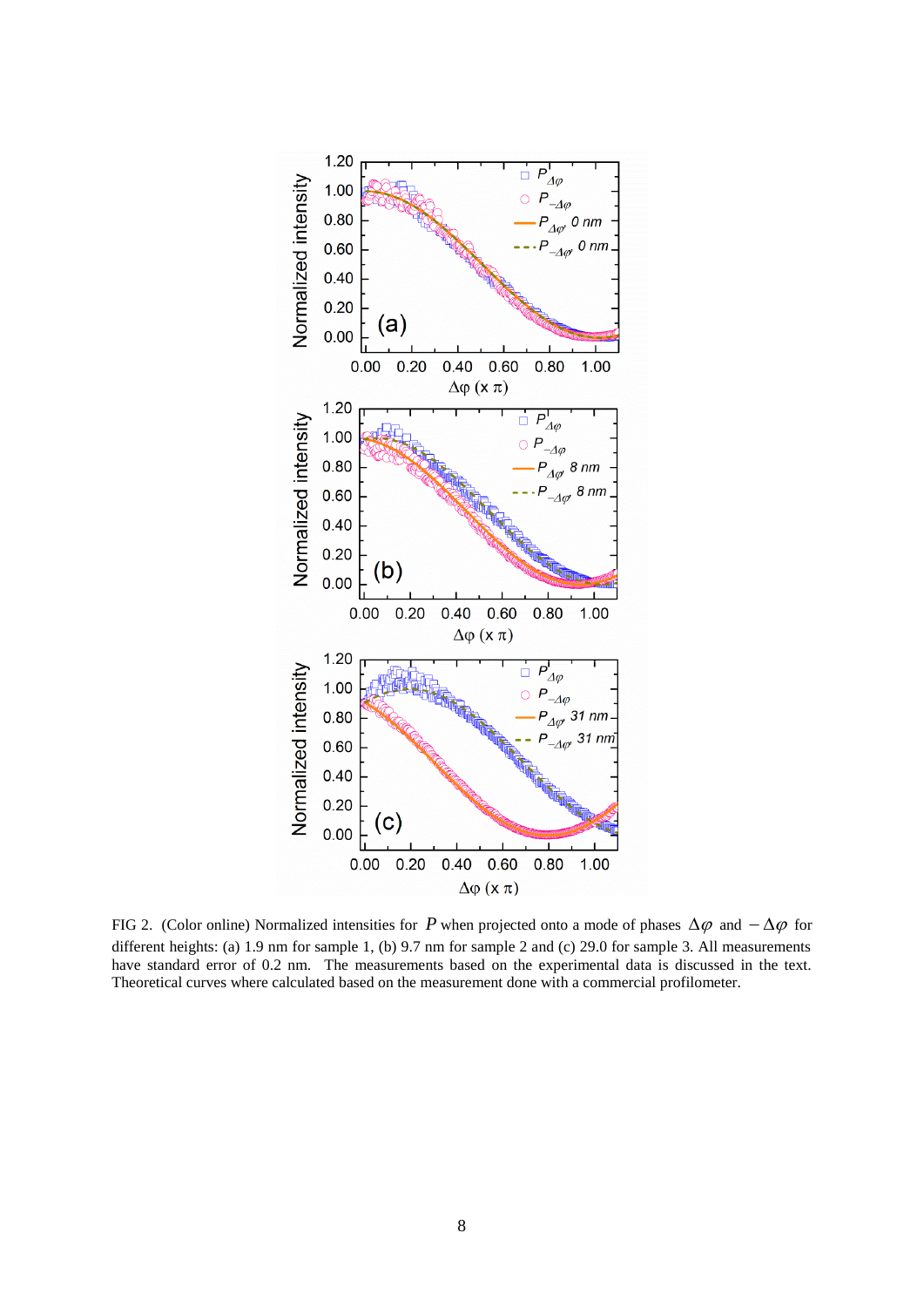FIG 2. (Color online) Normalized intensities for $P$ when projected onto a mode of phases $\Delta\varphi$ and $-\Delta\varphi$ for different heights: (a) 1.9 nm for sample 1, (b) 9.7 nm for sample 2 and (c) 29.0 for sample 3. All measurements have standard error of 0.2 nm. The measurements based on the experimental data is discussed in the text. Theoretical curves where calculated based on the measurement done with a commercial profilometer.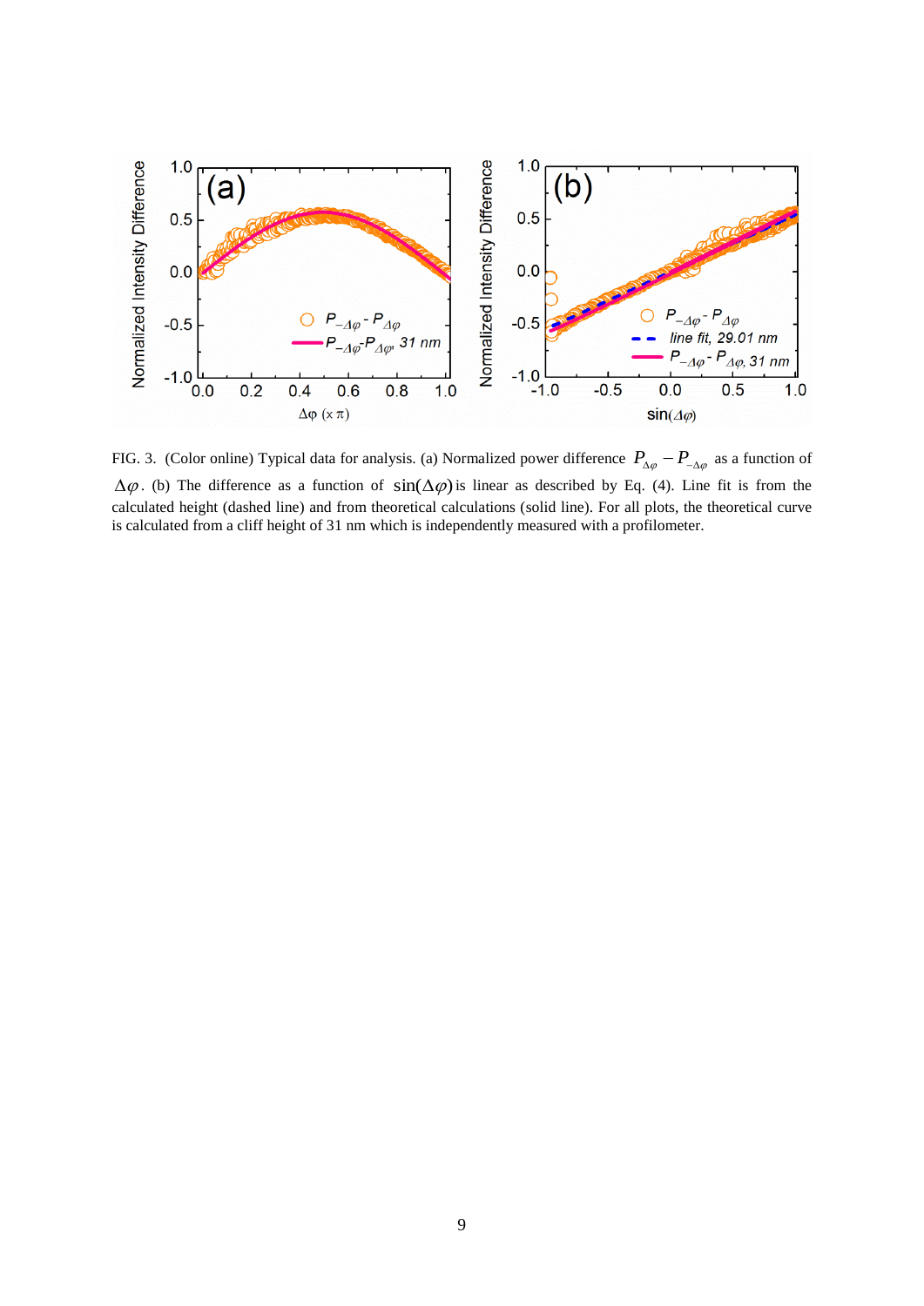FIG. 3. (Color online) Typical data for analysis. (a) Normalized power difference $P_{\Delta\varphi} - P_{-\Delta\varphi}$ as a function of $\Delta\varphi$. (b) The difference as a function of $\sin(\Delta\varphi)$ is linear as described by Eq. (4). Line fit is from the calculated height (dashed line) and from theoretical calculations (solid line). For all plots, the theoretical curve is calculated from a cliff height of 31 nm which is independently measured with a profilometer.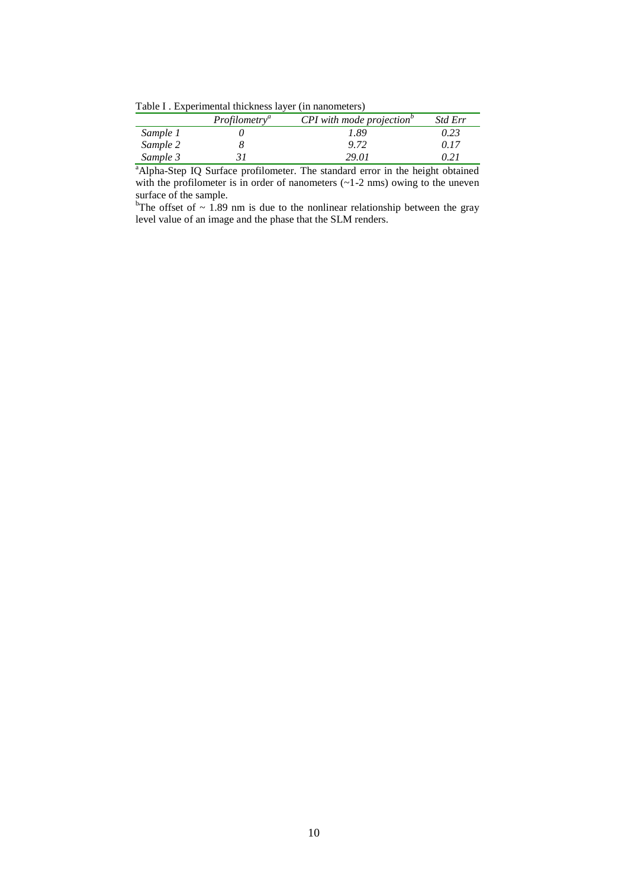Table I . Experimental thickness layer (in nanometers)

| | *Profilometry*[a] | *CPI with mode projection*[b] | *Std Err* |
|---|---|---|---|
| *Sample 1* | *0* | *1.89* | *0.23* |
| *Sample 2* | *8* | *9.72* | *0.17* |
| *Sample 3* | *31* | *29.01* | *0.21* |

[a]Alpha-Step IQ Surface profilometer. The standard error in the height obtained with the profilometer is in order of nanometers (~1-2 nms) owing to the uneven surface of the sample.

[b]The offset of ~ 1.89 nm is due to the nonlinear relationship between the gray level value of an image and the phase that the SLM renders.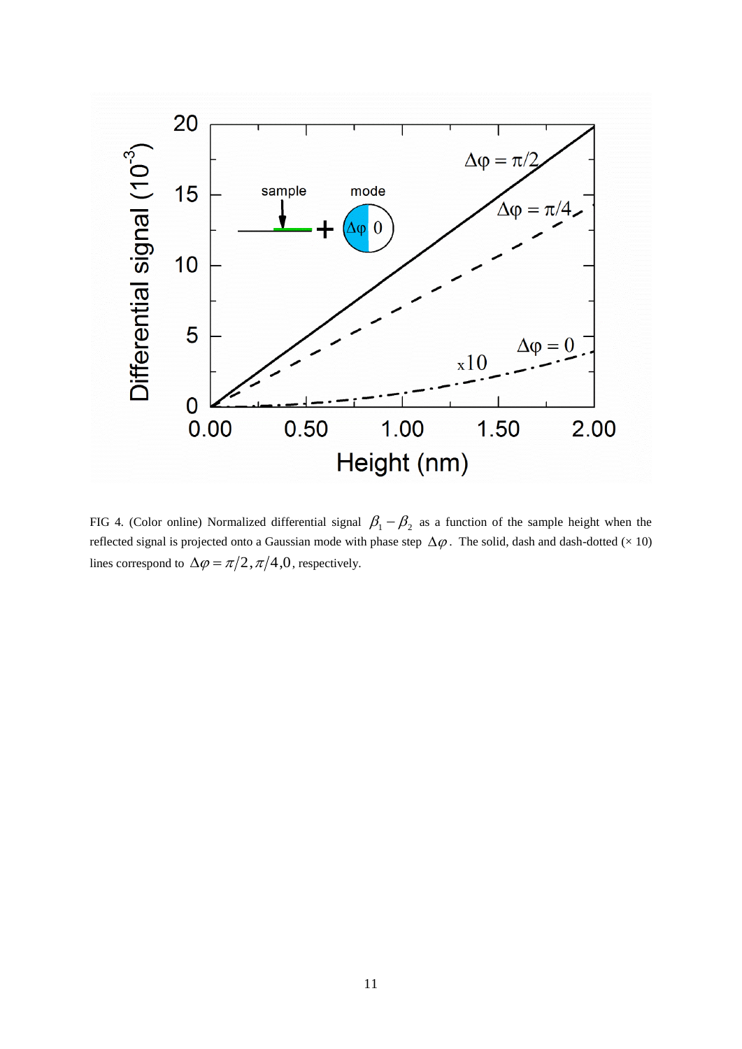FIG 4. (Color online) Normalized differential signal $\beta_1 - \beta_2$ as a function of the sample height when the reflected signal is projected onto a Gaussian mode with phase step $\Delta\varphi$. The solid, dash and dash-dotted (× 10) lines correspond to $\Delta\varphi = \pi/2, \pi/4, 0$, respectively.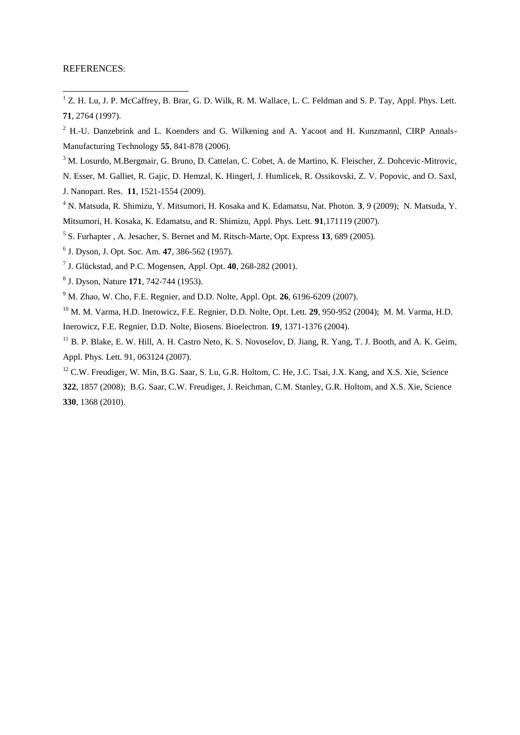REFERENCES:

[1] Z. H. Lu, J. P. McCaffrey, B. Brar, G. D. Wilk, R. M. Wallace, L. C. Feldman and S. P. Tay, Appl. Phys. Lett. **71**, 2764 (1997).

[2] H.-U. Danzebrink and L. Koenders and G. Wilkening and A. Yacoot and H. Kunzmannl, CIRP Annals-Manufacturing Technology **55**, 841-878 (2006).

[3] M. Losurdo, M.Bergmair, G. Bruno, D. Cattelan, C. Cobet, A. de Martino, K. Fleischer, Z. Dohcevic-Mitrovic, N. Esser, M. Galliet, R. Gajic, D. Hemzal, K. Hingerl, J. Humlicek, R. Ossikovski, Z. V. Popovic, and O. Saxl, J. Nanopart. Res. **11**, 1521-1554 (2009).

[4] N. Matsuda, R. Shimizu, Y. Mitsumori, H. Kosaka and K. Edamatsu, Nat. Photon. **3**, 9 (2009); N. Matsuda, Y. Mitsumori, H. Kosaka, K. Edamatsu, and R. Shimizu, Appl. Phys. Lett. **91**,171119 (2007).

[5] S. Furhapter , A. Jesacher, S. Bernet and M. Ritsch-Marte, Opt. Express **13**, 689 (2005).

[6] J. Dyson, J. Opt. Soc. Am. **47**, 386-562 (1957).

[7] J. Glückstad, and P.C. Mogensen, Appl. Opt. **40**, 268-282 (2001).

[8] J. Dyson, Nature **171**, 742-744 (1953).

[9] M. Zhao, W. Cho, F.E. Regnier, and D.D. Nolte, Appl. Opt. **26**, 6196-6209 (2007).

[10] M. M. Varma, H.D. Inerowicz, F.E. Regnier, D.D. Nolte, Opt. Lett. **29**, 950-952 (2004); M. M. Varma, H.D. Inerowicz, F.E. Regnier, D.D. Nolte, Biosens. Bioelectron. **19**, 1371-1376 (2004).

[11] B. P. Blake, E. W. Hill, A. H. Castro Neto, K. S. Novoselov, D. Jiang, R. Yang, T. J. Booth, and A. K. Geim, Appl. Phys. Lett. 91, 063124 (2007).

[12] C.W. Freudiger, W. Min, B.G. Saar, S. Lu, G.R. Holtom, C. He, J.C. Tsai, J.X. Kang, and X.S. Xie, Science **322**, 1857 (2008); B.G. Saar, C.W. Freudiger, J. Reichman, C.M. Stanley, G.R. Holtom, and X.S. Xie, Science **330**, 1368 (2010).